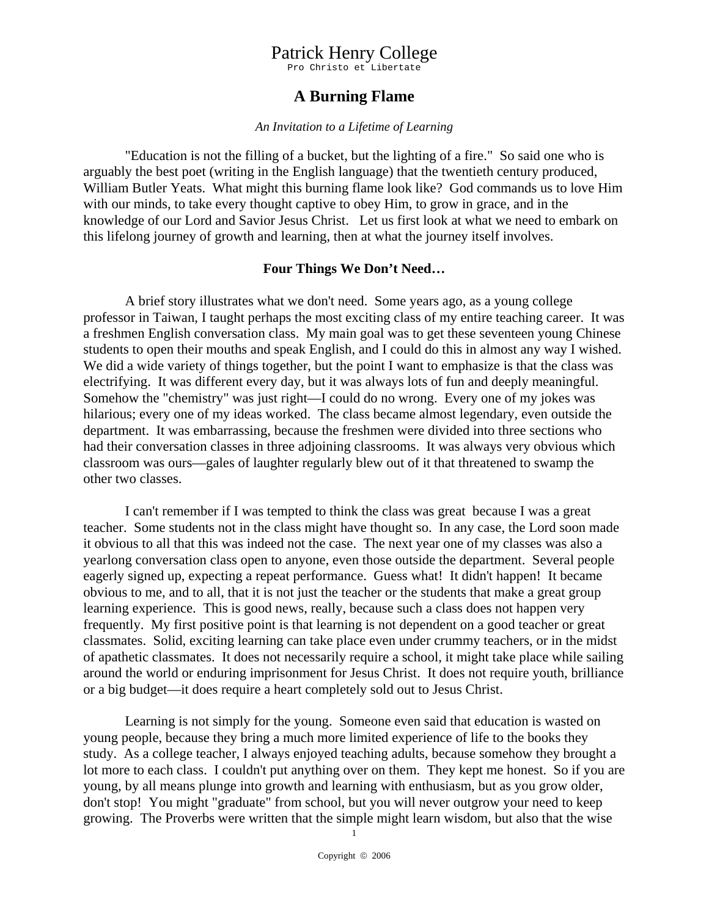# Patrick Henry College

Pro Christo et Libertate

## A Burning Flame

*An Invitation to a Lifetime of Learning*

"Education is not the filling of a bucket, but the lighting of a fire." So said one who is arguably the best poet (writing in the English language) that the twentieth century produced, William Butler Yeats. What might this burning flame look like? God commands us to love Him with our minds, to take every thought captive to obey Him, to grow in grace, and in the knowledge of our Lord and Savior Jesus Christ. Let us first look at what we need to embark on this lifelong journey of growth and learning, then at what the journey itself involves.

### Four Things We Don't Need…

A brief story illustrates what we don't need. Some years ago, as a young college professor in Taiwan, I taught perhaps the most exciting class of my entire teaching career. It was a freshmen English conversation class. My main goal was to get these seventeen young Chinese students to open their mouths and speak English, and I could do this in almost any way I wished. We did a wide variety of things together, but the point I want to emphasize is that the class was electrifying. It was different every day, but it was always lots of fun and deeply meaningful. Somehow the "chemistry" was just right—I could do no wrong. Every one of my jokes was hilarious; every one of my ideas worked. The class became almost legendary, even outside the department. It was embarrassing, because the freshmen were divided into three sections who had their conversation classes in three adjoining classrooms. It was always very obvious which classroom was ours—gales of laughter regularly blew out of it that threatened to swamp the other two classes.

I can't remember if I was tempted to think the class was great because I was a great teacher. Some students not in the class might have thought so. In any case, the Lord soon made it obvious to all that this was indeed not the case. The next year one of my classes was also a yearlong conversation class open to anyone, even those outside the department. Several people eagerly signed up, expecting a repeat performance. Guess what! It didn't happen! It became obvious to me, and to all, that it is not just the teacher or the students that make a great group learning experience. This is good news, really, because such a class does not happen very frequently. My first positive point is that learning is not dependent on a good teacher or great classmates. Solid, exciting learning can take place even under crummy teachers, or in the midst of apathetic classmates. It does not necessarily require a school, it might take place while sailing around the world or enduring imprisonment for Jesus Christ. It does not require youth, brilliance or a big budget—it does require a heart completely sold out to Jesus Christ.

Learning is not simply for the young. Someone even said that education is wasted on young people, because they bring a much more limited experience of life to the books they study. As a college teacher, I always enjoyed teaching adults, because somehow they brought a lot more to each class. I couldn't put anything over on them. They kept me honest. So if you are young, by all means plunge into growth and learning with enthusiasm, but as you grow older, don't stop! You might "graduate" from school, but you will never outgrow your need to keep growing. The Proverbs were written that the simple might learn wisdom, but also that the wise

Copyright © 2006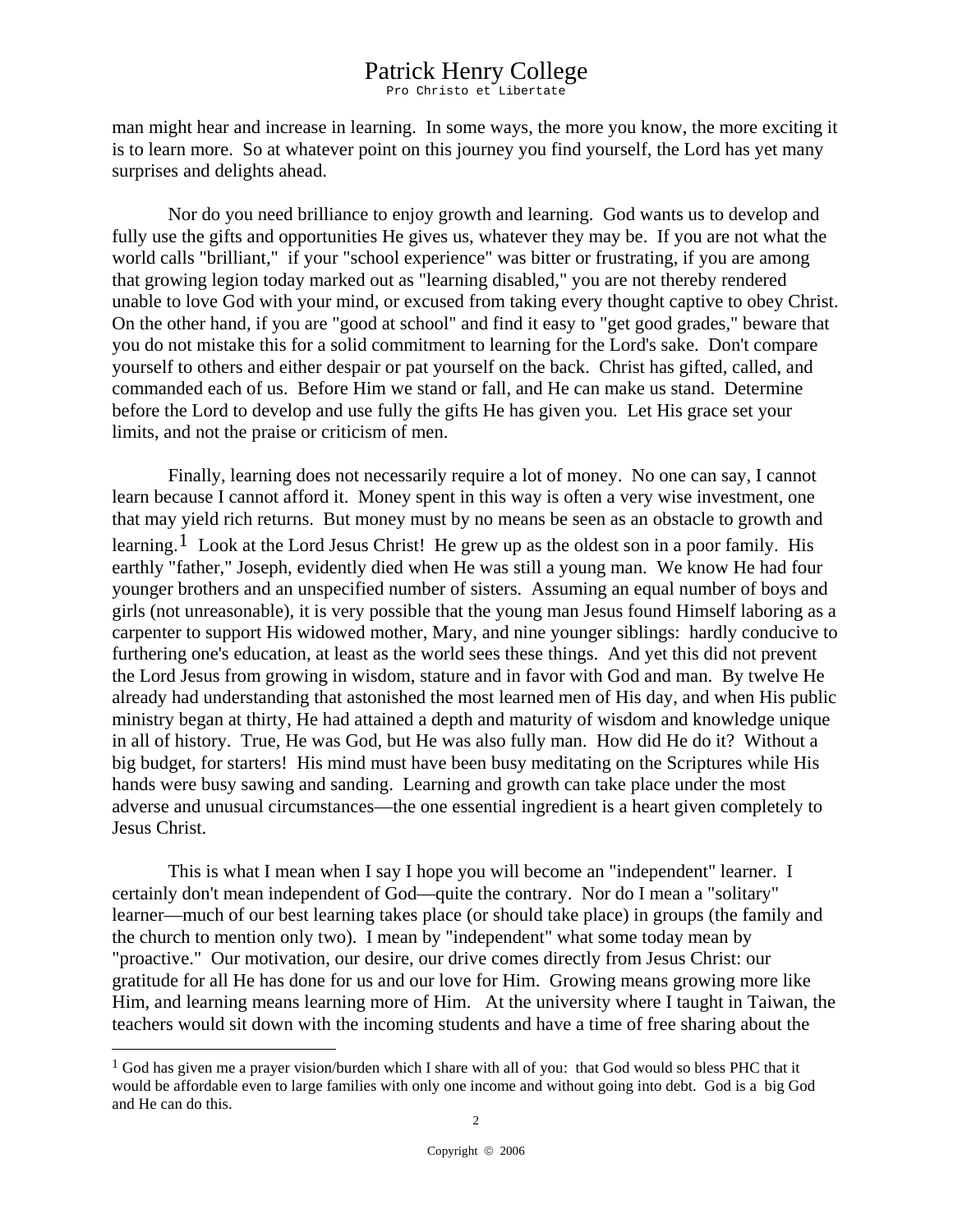man might hear and increase in learning. In some ways, the more you know, the more exciting it is to learn more. So at whatever point on this journey you find yourself, the Lord has yet many surprises and delights ahead.

Nor do you need brilliance to enjoy growth and learning. God wants us to develop and fully use the gifts and opportunities He gives us, whatever they may be. If you are not what the world calls "brilliant," if your "school experience" was bitter or frustrating, if you are among that growing legion today marked out as "learning disabled," you are not thereby rendered unable to love God with your mind, or excused from taking every thought captive to obey Christ. On the other hand, if you are "good at school" and find it easy to "get good grades," beware that you do not mistake this for a solid commitment to learning for the Lord's sake. Don't compare yourself to others and either despair or pat yourself on the back. Christ has gifted, called, and commanded each of us. Before Him we stand or fall, and He can make us stand. Determine before the Lord to develop and use fully the gifts He has given you. Let His grace set your limits, and not the praise or criticism of men.

Finally, learning does not necessarily require a lot of money. No one can say, I cannot learn because I cannot afford it. Money spent in this way is often a very wise investment, one that may yield rich returns. But money must by no means be seen as an obstacle to growth and learning.[1] Look at the Lord Jesus Christ! He grew up as the oldest son in a poor family. His earthly "father," Joseph, evidently died when He was still a young man. We know He had four younger brothers and an unspecified number of sisters. Assuming an equal number of boys and girls (not unreasonable), it is very possible that the young man Jesus found Himself laboring as a carpenter to support His widowed mother, Mary, and nine younger siblings: hardly conducive to furthering one's education, at least as the world sees these things. And yet this did not prevent the Lord Jesus from growing in wisdom, stature and in favor with God and man. By twelve He already had understanding that astonished the most learned men of His day, and when His public ministry began at thirty, He had attained a depth and maturity of wisdom and knowledge unique in all of history. True, He was God, but He was also fully man. How did He do it? Without a big budget, for starters! His mind must have been busy meditating on the Scriptures while His hands were busy sawing and sanding. Learning and growth can take place under the most adverse and unusual circumstances—the one essential ingredient is a heart given completely to Jesus Christ.

This is what I mean when I say I hope you will become an "independent" learner. I certainly don't mean independent of God—quite the contrary. Nor do I mean a "solitary" learner—much of our best learning takes place (or should take place) in groups (the family and the church to mention only two). I mean by "independent" what some today mean by "proactive." Our motivation, our desire, our drive comes directly from Jesus Christ: our gratitude for all He has done for us and our love for Him. Growing means growing more like Him, and learning means learning more of Him. At the university where I taught in Taiwan, the teachers would sit down with the incoming students and have a time of free sharing about the

---

[1] God has given me a prayer vision/burden which I share with all of you: that God would so bless PHC that it would be affordable even to large families with only one income and without going into debt. God is a big God and He can do this.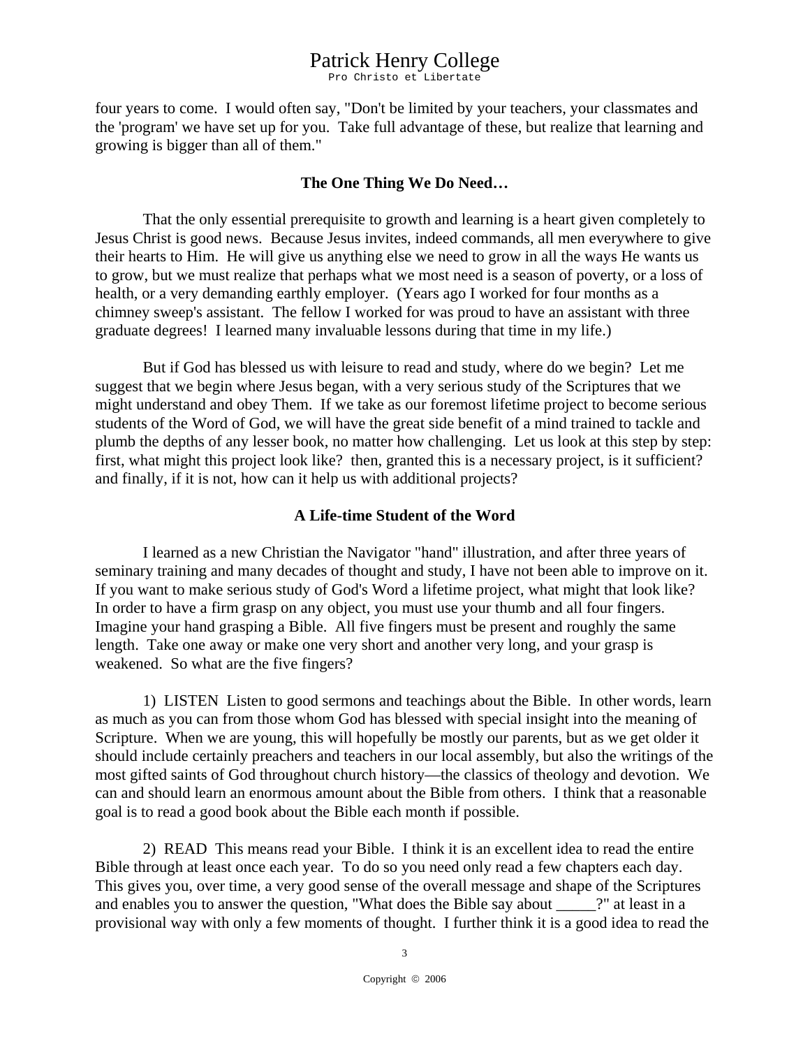four years to come. I would often say, "Don't be limited by your teachers, your classmates and the 'program' we have set up for you. Take full advantage of these, but realize that learning and growing is bigger than all of them."

### The One Thing We Do Need…

That the only essential prerequisite to growth and learning is a heart given completely to Jesus Christ is good news. Because Jesus invites, indeed commands, all men everywhere to give their hearts to Him. He will give us anything else we need to grow in all the ways He wants us to grow, but we must realize that perhaps what we most need is a season of poverty, or a loss of health, or a very demanding earthly employer. (Years ago I worked for four months as a chimney sweep's assistant. The fellow I worked for was proud to have an assistant with three graduate degrees! I learned many invaluable lessons during that time in my life.)

But if God has blessed us with leisure to read and study, where do we begin? Let me suggest that we begin where Jesus began, with a very serious study of the Scriptures that we might understand and obey Them. If we take as our foremost lifetime project to become serious students of the Word of God, we will have the great side benefit of a mind trained to tackle and plumb the depths of any lesser book, no matter how challenging. Let us look at this step by step: first, what might this project look like? then, granted this is a necessary project, is it sufficient? and finally, if it is not, how can it help us with additional projects?

### A Life-time Student of the Word

I learned as a new Christian the Navigator "hand" illustration, and after three years of seminary training and many decades of thought and study, I have not been able to improve on it. If you want to make serious study of God's Word a lifetime project, what might that look like? In order to have a firm grasp on any object, you must use your thumb and all four fingers. Imagine your hand grasping a Bible. All five fingers must be present and roughly the same length. Take one away or make one very short and another very long, and your grasp is weakened. So what are the five fingers?

1) LISTEN Listen to good sermons and teachings about the Bible. In other words, learn as much as you can from those whom God has blessed with special insight into the meaning of Scripture. When we are young, this will hopefully be mostly our parents, but as we get older it should include certainly preachers and teachers in our local assembly, but also the writings of the most gifted saints of God throughout church history—the classics of theology and devotion. We can and should learn an enormous amount about the Bible from others. I think that a reasonable goal is to read a good book about the Bible each month if possible.

2) READ This means read your Bible. I think it is an excellent idea to read the entire Bible through at least once each year. To do so you need only read a few chapters each day. This gives you, over time, a very good sense of the overall message and shape of the Scriptures and enables you to answer the question, "What does the Bible say about _____?" at least in a provisional way with only a few moments of thought. I further think it is a good idea to read the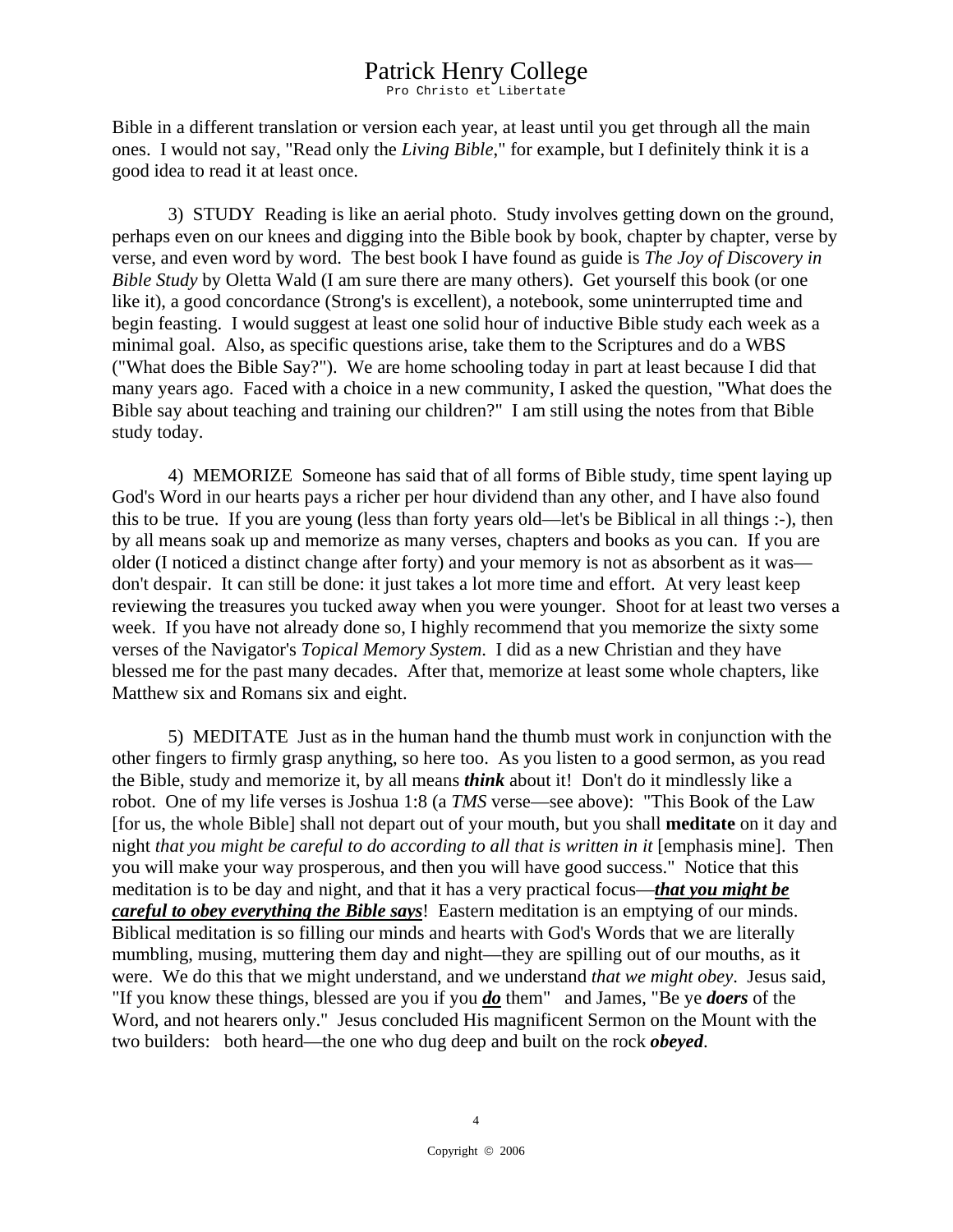Bible in a different translation or version each year, at least until you get through all the main ones. I would not say, "Read only the *Living Bible*," for example, but I definitely think it is a good idea to read it at least once.

3) STUDY Reading is like an aerial photo. Study involves getting down on the ground, perhaps even on our knees and digging into the Bible book by book, chapter by chapter, verse by verse, and even word by word. The best book I have found as guide is *The Joy of Discovery in Bible Study* by Oletta Wald (I am sure there are many others). Get yourself this book (or one like it), a good concordance (Strong's is excellent), a notebook, some uninterrupted time and begin feasting. I would suggest at least one solid hour of inductive Bible study each week as a minimal goal. Also, as specific questions arise, take them to the Scriptures and do a WBS ("What does the Bible Say?"). We are home schooling today in part at least because I did that many years ago. Faced with a choice in a new community, I asked the question, "What does the Bible say about teaching and training our children?" I am still using the notes from that Bible study today.

4) MEMORIZE Someone has said that of all forms of Bible study, time spent laying up God's Word in our hearts pays a richer per hour dividend than any other, and I have also found this to be true. If you are young (less than forty years old—let's be Biblical in all things :-), then by all means soak up and memorize as many verses, chapters and books as you can. If you are older (I noticed a distinct change after forty) and your memory is not as absorbent as it was—don't despair. It can still be done: it just takes a lot more time and effort. At very least keep reviewing the treasures you tucked away when you were younger. Shoot for at least two verses a week. If you have not already done so, I highly recommend that you memorize the sixty some verses of the Navigator's *Topical Memory System*. I did as a new Christian and they have blessed me for the past many decades. After that, memorize at least some whole chapters, like Matthew six and Romans six and eight.

5) MEDITATE Just as in the human hand the thumb must work in conjunction with the other fingers to firmly grasp anything, so here too. As you listen to a good sermon, as you read the Bible, study and memorize it, by all means ***think*** about it! Don't do it mindlessly like a robot. One of my life verses is Joshua 1:8 (a *TMS* verse—see above): "This Book of the Law [for us, the whole Bible] shall not depart out of your mouth, but you shall **meditate** on it day and night *that you might be careful to do according to all that is written in it* [emphasis mine]. Then you will make your way prosperous, and then you will have good success." Notice that this meditation is to be day and night, and that it has a very practical focus—***<u>that you might be careful to obey everything the Bible says</u>***! Eastern meditation is an emptying of our minds. Biblical meditation is so filling our minds and hearts with God's Words that we are literally mumbling, musing, muttering them day and night—they are spilling out of our mouths, as it were. We do this that we might understand, and we understand *that we might obey*. Jesus said, "If you know these things, blessed are you if you ***<u>do</u>*** them" and James, "Be ye ***doers*** of the Word, and not hearers only." Jesus concluded His magnificent Sermon on the Mount with the two builders: both heard—the one who dug deep and built on the rock ***obeyed***.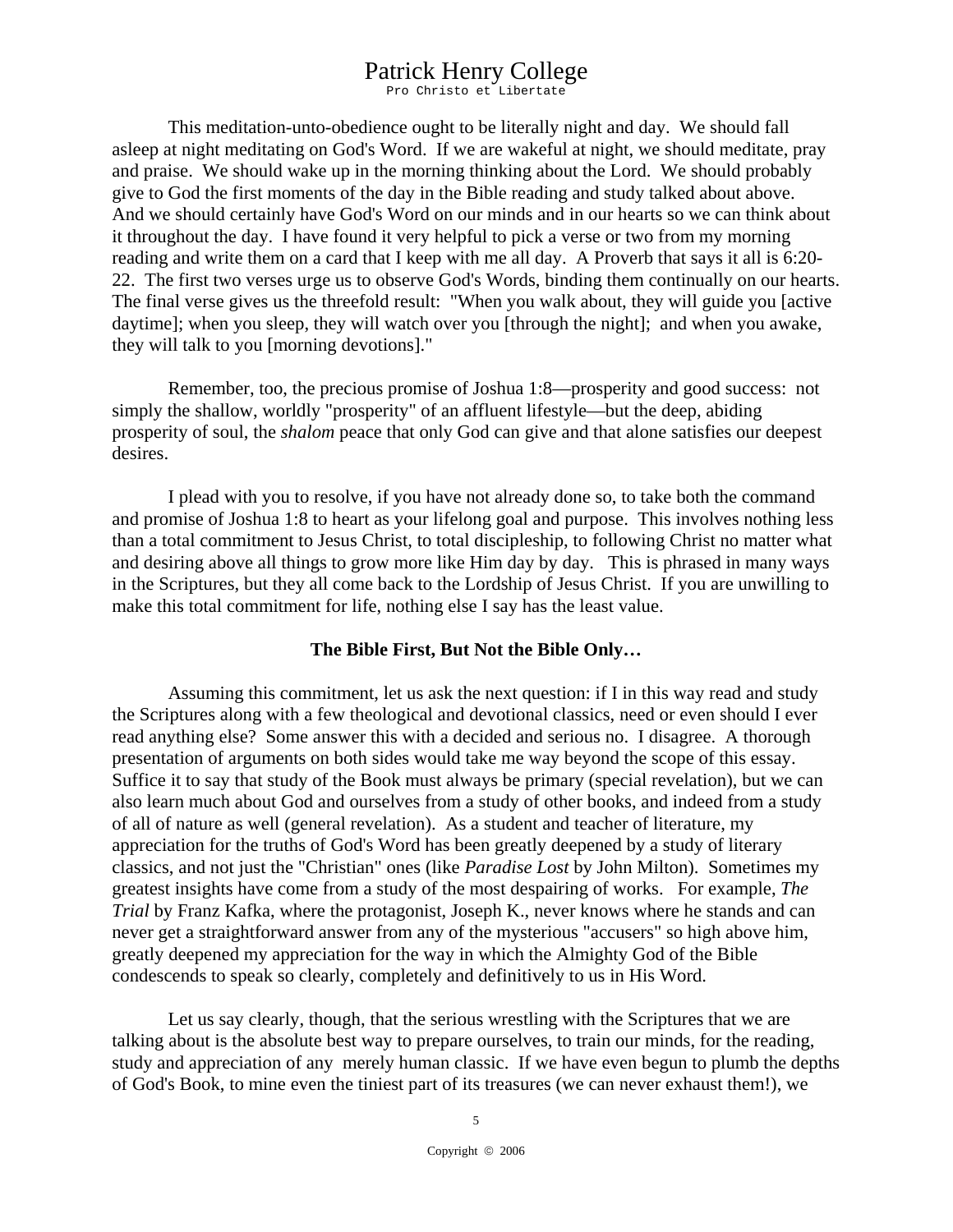This meditation-unto-obedience ought to be literally night and day. We should fall asleep at night meditating on God's Word. If we are wakeful at night, we should meditate, pray and praise. We should wake up in the morning thinking about the Lord. We should probably give to God the first moments of the day in the Bible reading and study talked about above. And we should certainly have God's Word on our minds and in our hearts so we can think about it throughout the day. I have found it very helpful to pick a verse or two from my morning reading and write them on a card that I keep with me all day. A Proverb that says it all is 6:20-22. The first two verses urge us to observe God's Words, binding them continually on our hearts. The final verse gives us the threefold result: "When you walk about, they will guide you [active daytime]; when you sleep, they will watch over you [through the night]; and when you awake, they will talk to you [morning devotions]."

Remember, too, the precious promise of Joshua 1:8—prosperity and good success: not simply the shallow, worldly "prosperity" of an affluent lifestyle—but the deep, abiding prosperity of soul, the *shalom* peace that only God can give and that alone satisfies our deepest desires.

I plead with you to resolve, if you have not already done so, to take both the command and promise of Joshua 1:8 to heart as your lifelong goal and purpose. This involves nothing less than a total commitment to Jesus Christ, to total discipleship, to following Christ no matter what and desiring above all things to grow more like Him day by day. This is phrased in many ways in the Scriptures, but they all come back to the Lordship of Jesus Christ. If you are unwilling to make this total commitment for life, nothing else I say has the least value.

**The Bible First, But Not the Bible Only…**

Assuming this commitment, let us ask the next question: if I in this way read and study the Scriptures along with a few theological and devotional classics, need or even should I ever read anything else? Some answer this with a decided and serious no. I disagree. A thorough presentation of arguments on both sides would take me way beyond the scope of this essay. Suffice it to say that study of the Book must always be primary (special revelation), but we can also learn much about God and ourselves from a study of other books, and indeed from a study of all of nature as well (general revelation). As a student and teacher of literature, my appreciation for the truths of God's Word has been greatly deepened by a study of literary classics, and not just the "Christian" ones (like *Paradise Lost* by John Milton). Sometimes my greatest insights have come from a study of the most despairing of works. For example, *The Trial* by Franz Kafka, where the protagonist, Joseph K., never knows where he stands and can never get a straightforward answer from any of the mysterious "accusers" so high above him, greatly deepened my appreciation for the way in which the Almighty God of the Bible condescends to speak so clearly, completely and definitively to us in His Word.

Let us say clearly, though, that the serious wrestling with the Scriptures that we are talking about is the absolute best way to prepare ourselves, to train our minds, for the reading, study and appreciation of any merely human classic. If we have even begun to plumb the depths of God's Book, to mine even the tiniest part of its treasures (we can never exhaust them!), we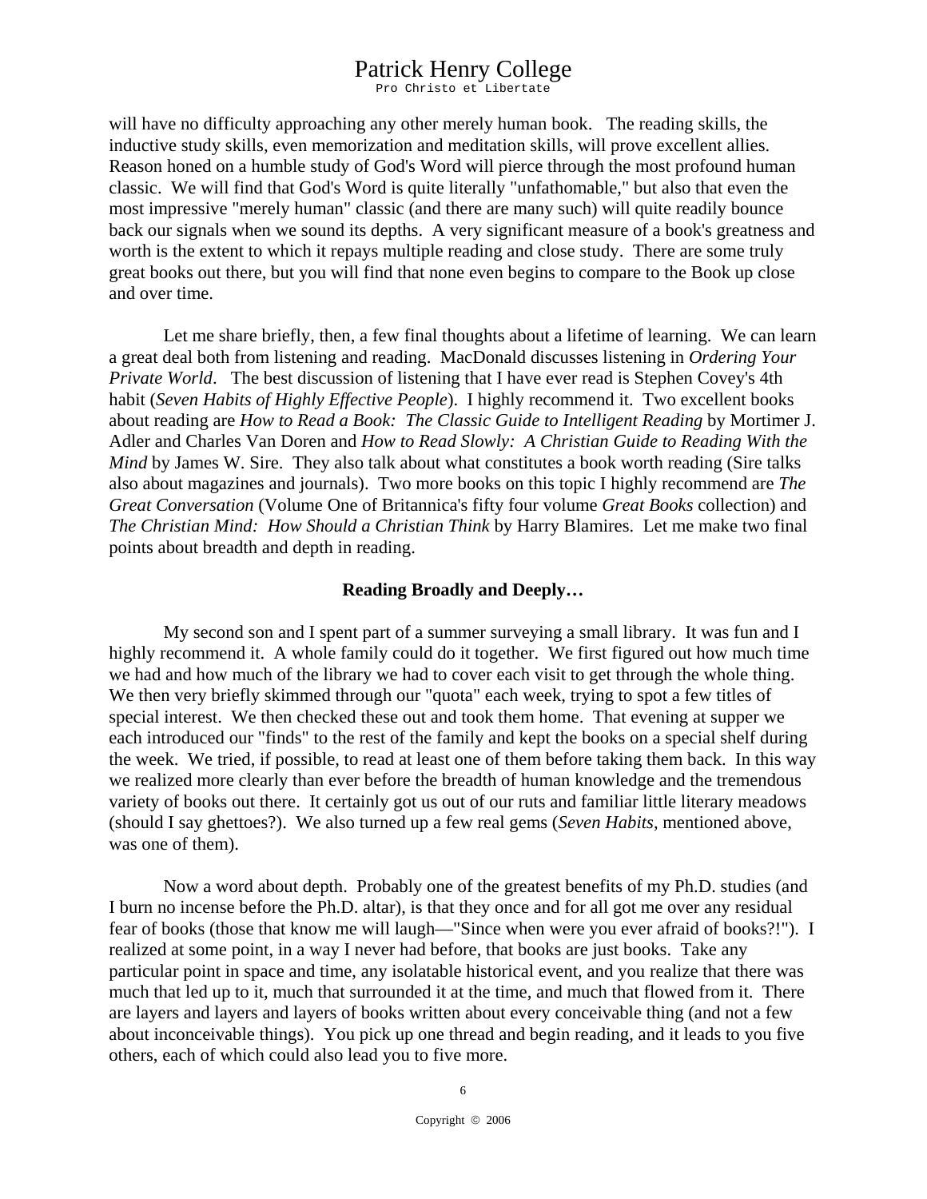will have no difficulty approaching any other merely human book. The reading skills, the inductive study skills, even memorization and meditation skills, will prove excellent allies. Reason honed on a humble study of God's Word will pierce through the most profound human classic. We will find that God's Word is quite literally "unfathomable," but also that even the most impressive "merely human" classic (and there are many such) will quite readily bounce back our signals when we sound its depths. A very significant measure of a book's greatness and worth is the extent to which it repays multiple reading and close study. There are some truly great books out there, but you will find that none even begins to compare to the Book up close and over time.

Let me share briefly, then, a few final thoughts about a lifetime of learning. We can learn a great deal both from listening and reading. MacDonald discusses listening in *Ordering Your Private World*. The best discussion of listening that I have ever read is Stephen Covey's 4th habit (*Seven Habits of Highly Effective People*). I highly recommend it. Two excellent books about reading are *How to Read a Book: The Classic Guide to Intelligent Reading* by Mortimer J. Adler and Charles Van Doren and *How to Read Slowly: A Christian Guide to Reading With the Mind* by James W. Sire. They also talk about what constitutes a book worth reading (Sire talks also about magazines and journals). Two more books on this topic I highly recommend are *The Great Conversation* (Volume One of Britannica's fifty four volume *Great Books* collection) and *The Christian Mind: How Should a Christian Think* by Harry Blamires. Let me make two final points about breadth and depth in reading.

**Reading Broadly and Deeply…**

My second son and I spent part of a summer surveying a small library. It was fun and I highly recommend it. A whole family could do it together. We first figured out how much time we had and how much of the library we had to cover each visit to get through the whole thing. We then very briefly skimmed through our "quota" each week, trying to spot a few titles of special interest. We then checked these out and took them home. That evening at supper we each introduced our "finds" to the rest of the family and kept the books on a special shelf during the week. We tried, if possible, to read at least one of them before taking them back. In this way we realized more clearly than ever before the breadth of human knowledge and the tremendous variety of books out there. It certainly got us out of our ruts and familiar little literary meadows (should I say ghettoes?). We also turned up a few real gems (*Seven Habits*, mentioned above, was one of them).

Now a word about depth. Probably one of the greatest benefits of my Ph.D. studies (and I burn no incense before the Ph.D. altar), is that they once and for all got me over any residual fear of books (those that know me will laugh—"Since when were you ever afraid of books?!"). I realized at some point, in a way I never had before, that books are just books. Take any particular point in space and time, any isolatable historical event, and you realize that there was much that led up to it, much that surrounded it at the time, and much that flowed from it. There are layers and layers and layers of books written about every conceivable thing (and not a few about inconceivable things). You pick up one thread and begin reading, and it leads to you five others, each of which could also lead you to five more.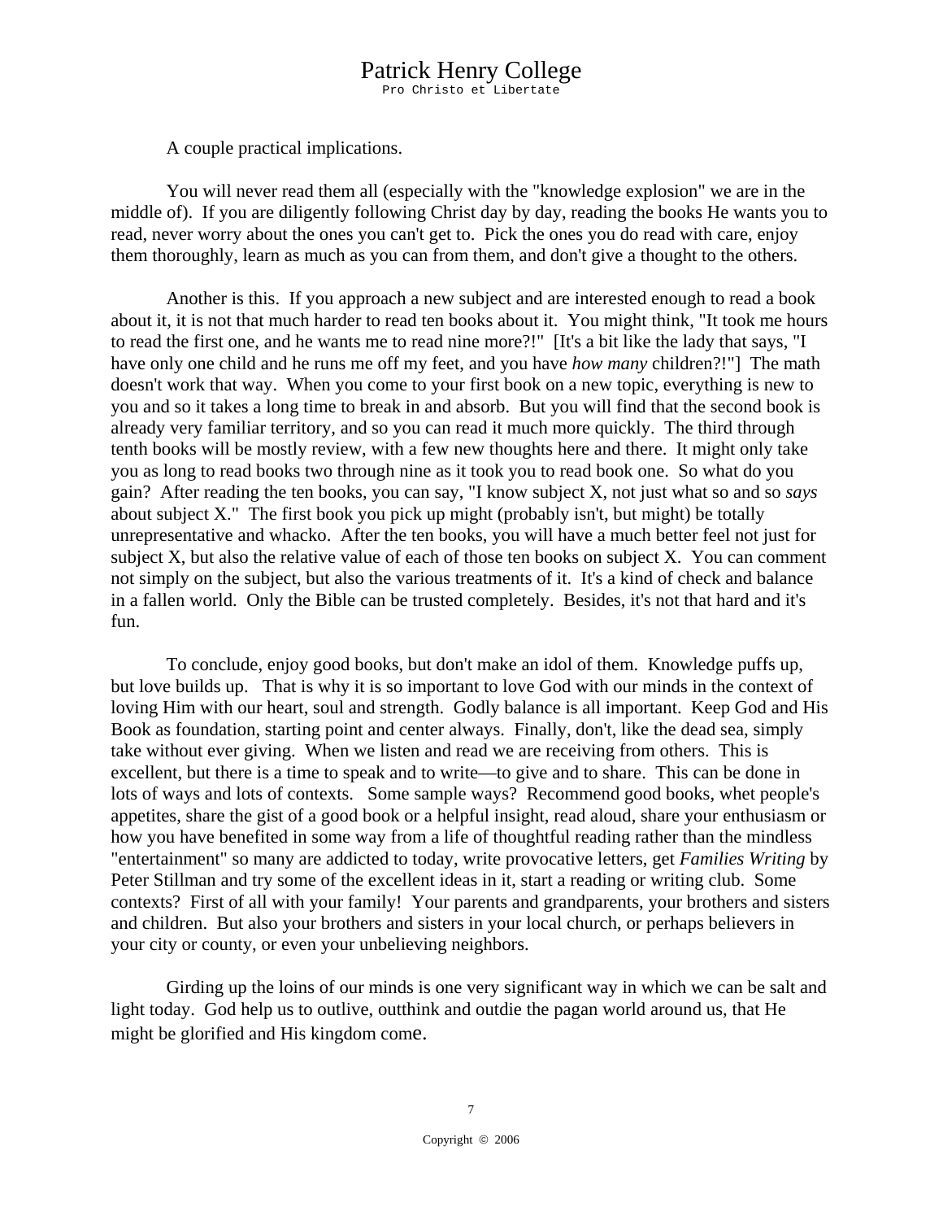A couple practical implications.

You will never read them all (especially with the "knowledge explosion" we are in the middle of). If you are diligently following Christ day by day, reading the books He wants you to read, never worry about the ones you can't get to. Pick the ones you do read with care, enjoy them thoroughly, learn as much as you can from them, and don't give a thought to the others.

Another is this. If you approach a new subject and are interested enough to read a book about it, it is not that much harder to read ten books about it. You might think, "It took me hours to read the first one, and he wants me to read nine more?!" [It's a bit like the lady that says, "I have only one child and he runs me off my feet, and you have *how many* children?!"] The math doesn't work that way. When you come to your first book on a new topic, everything is new to you and so it takes a long time to break in and absorb. But you will find that the second book is already very familiar territory, and so you can read it much more quickly. The third through tenth books will be mostly review, with a few new thoughts here and there. It might only take you as long to read books two through nine as it took you to read book one. So what do you gain? After reading the ten books, you can say, "I know subject X, not just what so and so *says* about subject X." The first book you pick up might (probably isn't, but might) be totally unrepresentative and whacko. After the ten books, you will have a much better feel not just for subject X, but also the relative value of each of those ten books on subject X. You can comment not simply on the subject, but also the various treatments of it. It's a kind of check and balance in a fallen world. Only the Bible can be trusted completely. Besides, it's not that hard and it's fun.

To conclude, enjoy good books, but don't make an idol of them. Knowledge puffs up, but love builds up. That is why it is so important to love God with our minds in the context of loving Him with our heart, soul and strength. Godly balance is all important. Keep God and His Book as foundation, starting point and center always. Finally, don't, like the dead sea, simply take without ever giving. When we listen and read we are receiving from others. This is excellent, but there is a time to speak and to write—to give and to share. This can be done in lots of ways and lots of contexts. Some sample ways? Recommend good books, whet people's appetites, share the gist of a good book or a helpful insight, read aloud, share your enthusiasm or how you have benefited in some way from a life of thoughtful reading rather than the mindless "entertainment" so many are addicted to today, write provocative letters, get *Families Writing* by Peter Stillman and try some of the excellent ideas in it, start a reading or writing club. Some contexts? First of all with your family! Your parents and grandparents, your brothers and sisters and children. But also your brothers and sisters in your local church, or perhaps believers in your city or county, or even your unbelieving neighbors.

Girding up the loins of our minds is one very significant way in which we can be salt and light today. God help us to outlive, outthink and outdie the pagan world around us, that He might be glorified and His kingdom come.